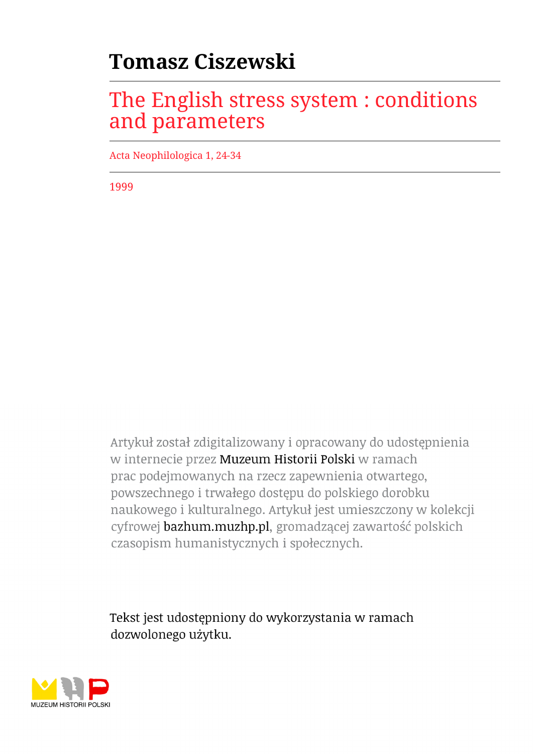# Tomasz Ciszewski

## The English stress system : conditions and parameters

Acta Neophilologica 1, 24-34

1999

Artykuł został zdigitalizowany i opracowany do udostępnienia w internecie przez Muzeum Historii Polski w ramach prac podejmowanych na rzecz zapewnienia otwartego, powszechnego i trwałego dostępu do polskiego dorobku naukowego i kulturalnego. Artykuł jest umieszczony w kolekcji cyfrowej bazhum.muzhp.pl, gromadzącej zawartość polskich czasopism humanistycznych i społecznych.

Tekst jest udostępniony do wykorzystania w ramach dozwolonego użytku.

MUZEUM HISTORII POLSKI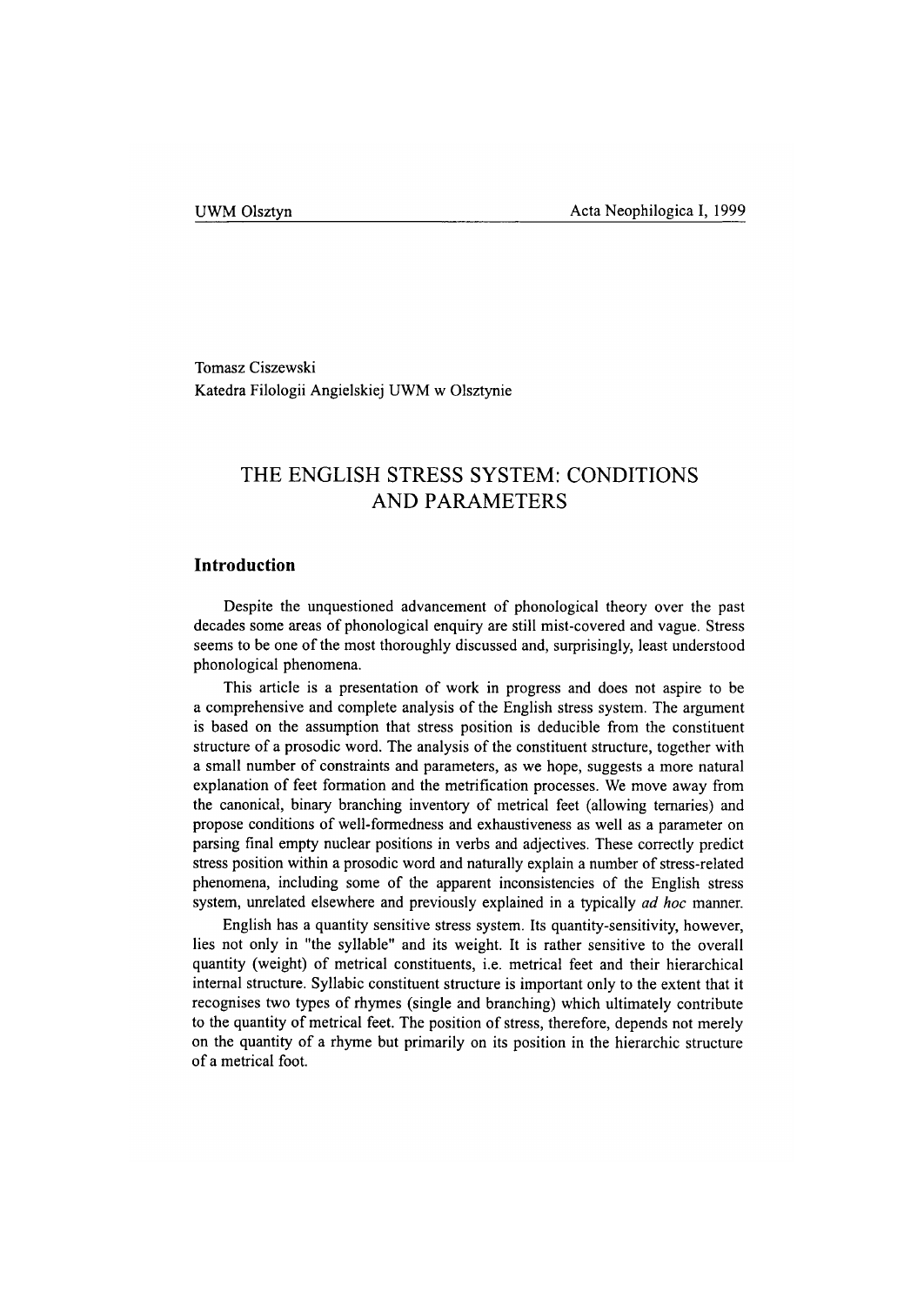Tomasz Ciszewski
Katedra Filologii Angielskiej UWM w Olsztynie

# THE ENGLISH STRESS SYSTEM: CONDITIONS AND PARAMETERS

## Introduction

Despite the unquestioned advancement of phonological theory over the past decades some areas of phonological enquiry are still mist-covered and vague. Stress seems to be one of the most thoroughly discussed and, surprisingly, least understood phonological phenomena.

This article is a presentation of work in progress and does not aspire to be a comprehensive and complete analysis of the English stress system. The argument is based on the assumption that stress position is deducible from the constituent structure of a prosodic word. The analysis of the constituent structure, together with a small number of constraints and parameters, as we hope, suggests a more natural explanation of feet formation and the metrification processes. We move away from the canonical, binary branching inventory of metrical feet (allowing ternaries) and propose conditions of well-formedness and exhaustiveness as well as a parameter on parsing final empty nuclear positions in verbs and adjectives. These correctly predict stress position within a prosodic word and naturally explain a number of stress-related phenomena, including some of the apparent inconsistencies of the English stress system, unrelated elsewhere and previously explained in a typically *ad hoc* manner.

English has a quantity sensitive stress system. Its quantity-sensitivity, however, lies not only in "the syllable" and its weight. It is rather sensitive to the overall quantity (weight) of metrical constituents, i.e. metrical feet and their hierarchical internal structure. Syllabic constituent structure is important only to the extent that it recognises two types of rhymes (single and branching) which ultimately contribute to the quantity of metrical feet. The position of stress, therefore, depends not merely on the quantity of a rhyme but primarily on its position in the hierarchic structure of a metrical foot.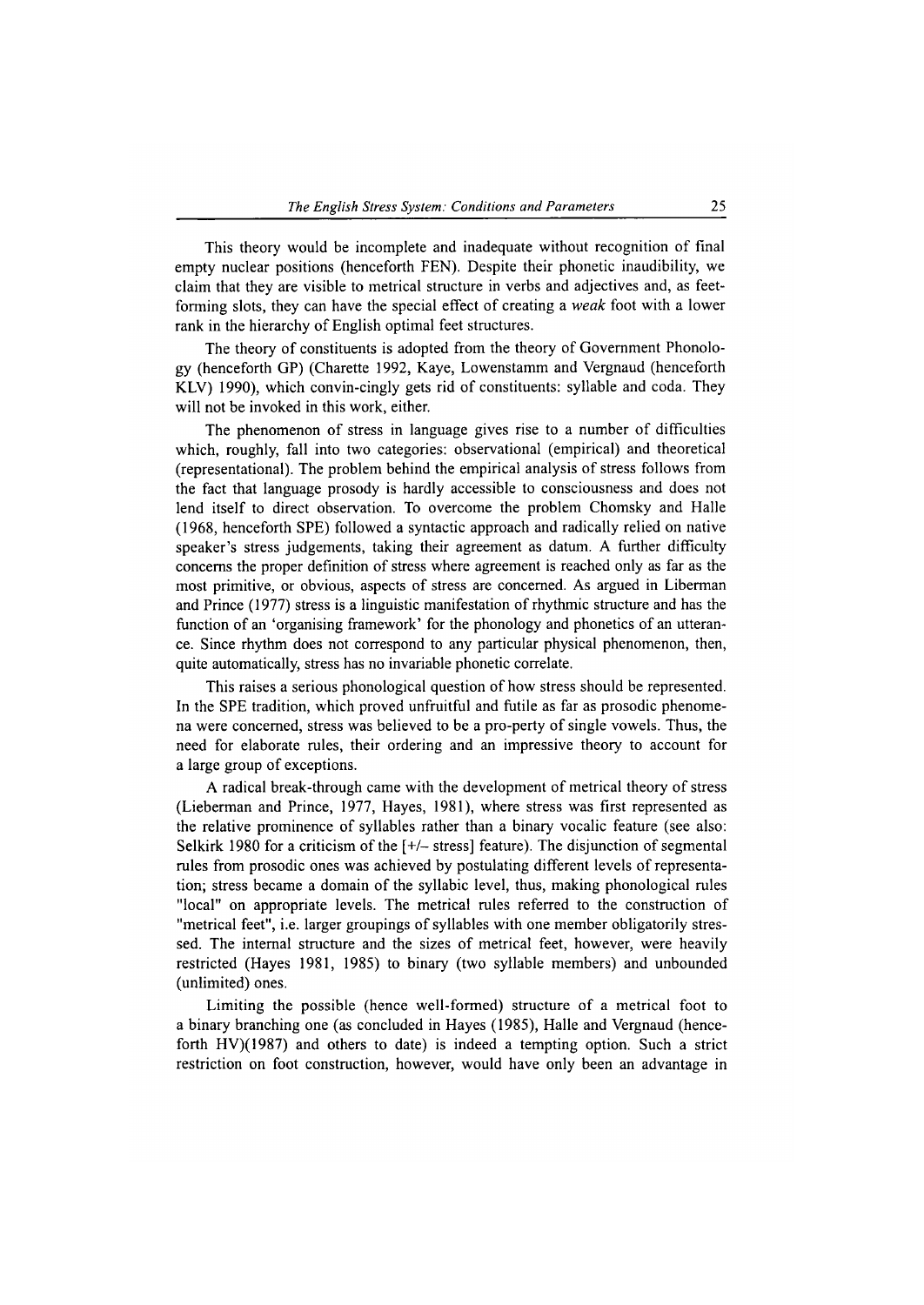This theory would be incomplete and inadequate without recognition of final empty nuclear positions (henceforth FEN). Despite their phonetic inaudibility, we claim that they are visible to metrical structure in verbs and adjectives and, as feet-forming slots, they can have the special effect of creating a *weak* foot with a lower rank in the hierarchy of English optimal feet structures.

The theory of constituents is adopted from the theory of Government Phonology (henceforth GP) (Charette 1992, Kaye, Lowenstamm and Vergnaud (henceforth KLV) 1990), which convin-cingly gets rid of constituents: syllable and coda. They will not be invoked in this work, either.

The phenomenon of stress in language gives rise to a number of difficulties which, roughly, fall into two categories: observational (empirical) and theoretical (representational). The problem behind the empirical analysis of stress follows from the fact that language prosody is hardly accessible to consciousness and does not lend itself to direct observation. To overcome the problem Chomsky and Halle (1968, henceforth SPE) followed a syntactic approach and radically relied on native speaker's stress judgements, taking their agreement as datum. A further difficulty concerns the proper definition of stress where agreement is reached only as far as the most primitive, or obvious, aspects of stress are concerned. As argued in Liberman and Prince (1977) stress is a linguistic manifestation of rhythmic structure and has the function of an 'organising framework' for the phonology and phonetics of an utterance. Since rhythm does not correspond to any particular physical phenomenon, then, quite automatically, stress has no invariable phonetic correlate.

This raises a serious phonological question of how stress should be represented. In the SPE tradition, which proved unfruitful and futile as far as prosodic phenomena were concerned, stress was believed to be a pro-perty of single vowels. Thus, the need for elaborate rules, their ordering and an impressive theory to account for a large group of exceptions.

A radical break-through came with the development of metrical theory of stress (Lieberman and Prince, 1977, Hayes, 1981), where stress was first represented as the relative prominence of syllables rather than a binary vocalic feature (see also: Selkirk 1980 for a criticism of the [+/– stress] feature). The disjunction of segmental rules from prosodic ones was achieved by postulating different levels of representation; stress became a domain of the syllabic level, thus, making phonological rules "local" on appropriate levels. The metrical rules referred to the construction of "metrical feet", i.e. larger groupings of syllables with one member obligatorily stressed. The internal structure and the sizes of metrical feet, however, were heavily restricted (Hayes 1981, 1985) to binary (two syllable members) and unbounded (unlimited) ones.

Limiting the possible (hence well-formed) structure of a metrical foot to a binary branching one (as concluded in Hayes (1985), Halle and Vergnaud (henceforth HV)(1987) and others to date) is indeed a tempting option. Such a strict restriction on foot construction, however, would have only been an advantage in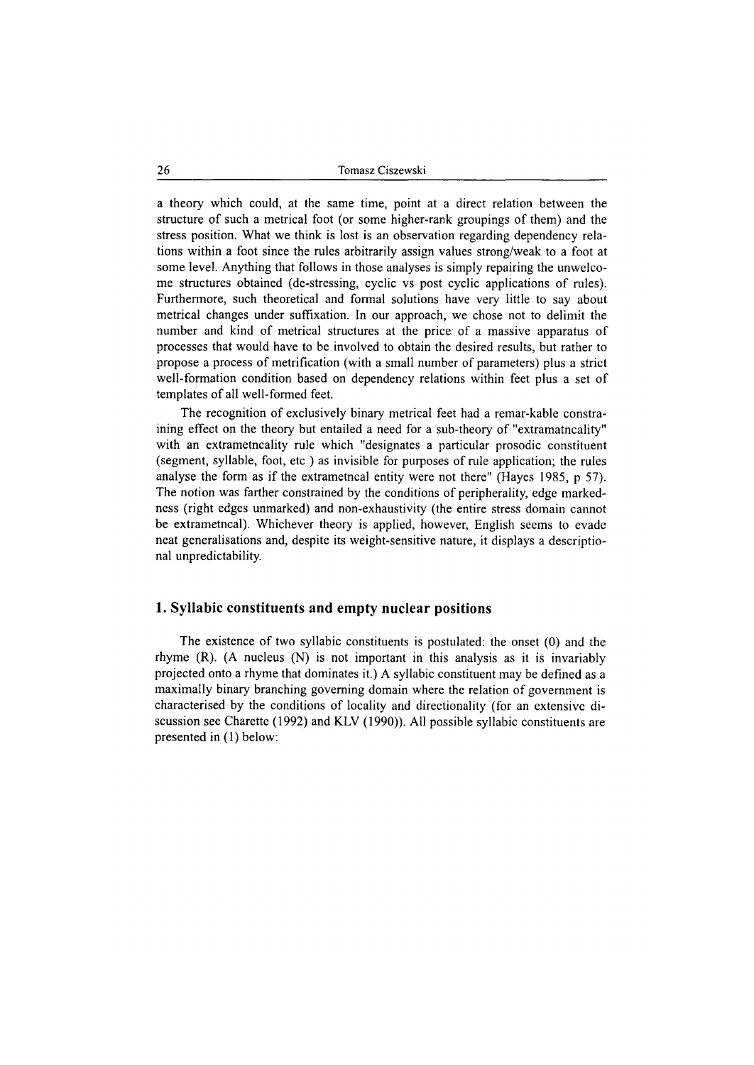a theory which could, at the same time, point at a direct relation between the structure of such a metrical foot (or some higher-rank groupings of them) and the stress position. What we think is lost is an observation regarding dependency relations within a foot since the rules arbitrarily assign values strong/weak to a foot at some level. Anything that follows in those analyses is simply repairing the unwelcome structures obtained (de-stressing, cyclic vs post cyclic applications of rules). Furthermore, such theoretical and formal solutions have very little to say about metrical changes under suffixation. In our approach, we chose not to delimit the number and kind of metrical structures at the price of a massive apparatus of processes that would have to be involved to obtain the desired results, but rather to propose a process of metrification (with a small number of parameters) plus a strict well-formation condition based on dependency relations within feet plus a set of templates of all well-formed feet.

The recognition of exclusively binary metrical feet had a remar-kable constraining effect on the theory but entailed a need for a sub-theory of "extramatncality" with an extrametncality rule which "designates a particular prosodic constituent (segment, syllable, foot, etc ) as invisible for purposes of rule application; the rules analyse the form as if the extrametncal entity were not there" (Hayes 1985, p 57). The notion was farther constrained by the conditions of peripherality, edge markedness (right edges unmarked) and non-exhaustivity (the entire stress domain cannot be extrametncal). Whichever theory is applied, however, English seems to evade neat generalisations and, despite its weight-sensitive nature, it displays a descriptional unpredictability.

## 1. Syllabic constituents and empty nuclear positions

The existence of two syllabic constituents is postulated: the onset (0) and the rhyme (R). (A nucleus (N) is not important in this analysis as it is invariably projected onto a rhyme that dominates it.) A syllabic constituent may be defined as a maximally binary branching governing domain where the relation of government is characterised by the conditions of locality and directionality (for an extensive discussion see Charette (1992) and KLV (1990)). All possible syllabic constituents are presented in (1) below: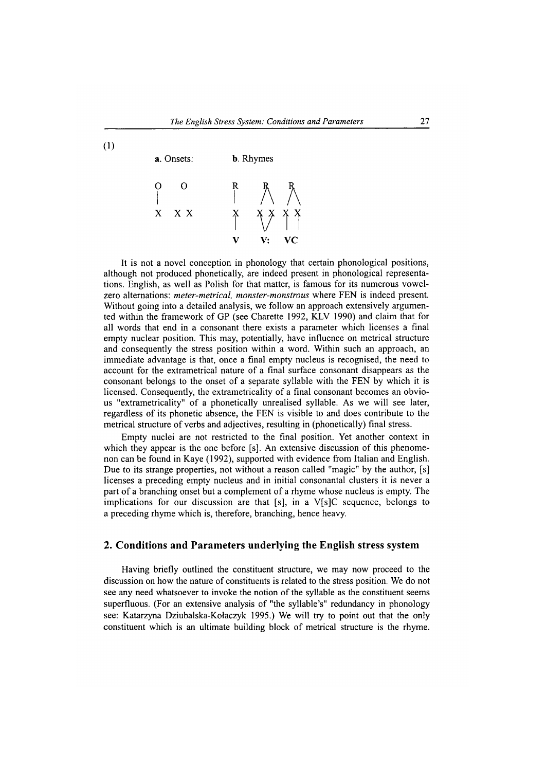(1)

a. Onsets:

```
O     O
|     |
X    X X
```

b. Rhymes

```
R     R      R
|    / \    / \
X   X   X  X   X
|    \ /   |   |
V     V:   V   C
```

It is not a novel conception in phonology that certain phonological positions, although not produced phonetically, are indeed present in phonological representations. English, as well as Polish for that matter, is famous for its numerous vowel-zero alternations: *meter-metrical, monster-monstrous* where FEN is indeed present. Without going into a detailed analysis, we follow an approach extensively argumented within the framework of GP (see Charette 1992, KLV 1990) and claim that for all words that end in a consonant there exists a parameter which licenses a final empty nuclear position. This may, potentially, have influence on metrical structure and consequently the stress position within a word. Within such an approach, an immediate advantage is that, once a final empty nucleus is recognised, the need to account for the extrametrical nature of a final surface consonant disappears as the consonant belongs to the onset of a separate syllable with the FEN by which it is licensed. Consequently, the extrametricality of a final consonant becomes an obvious "extrametricality" of a phonetically unrealised syllable. As we will see later, regardless of its phonetic absence, the FEN is visible to and does contribute to the metrical structure of verbs and adjectives, resulting in (phonetically) final stress.

Empty nuclei are not restricted to the final position. Yet another context in which they appear is the one before [s]. An extensive discussion of this phenomenon can be found in Kaye (1992), supported with evidence from Italian and English. Due to its strange properties, not without a reason called "magic" by the author, [s] licenses a preceding empty nucleus and in initial consonantal clusters it is never a part of a branching onset but a complement of a rhyme whose nucleus is empty. The implications for our discussion are that [s], in a V[s]C sequence, belongs to a preceding rhyme which is, therefore, branching, hence heavy.

## 2. Conditions and Parameters underlying the English stress system

Having briefly outlined the constituent structure, we may now proceed to the discussion on how the nature of constituents is related to the stress position. We do not see any need whatsoever to invoke the notion of the syllable as the constituent seems superfluous. (For an extensive analysis of "the syllable's" redundancy in phonology see: Katarzyna Dziubalska-Kołaczyk 1995.) We will try to point out that the only constituent which is an ultimate building block of metrical structure is the rhyme.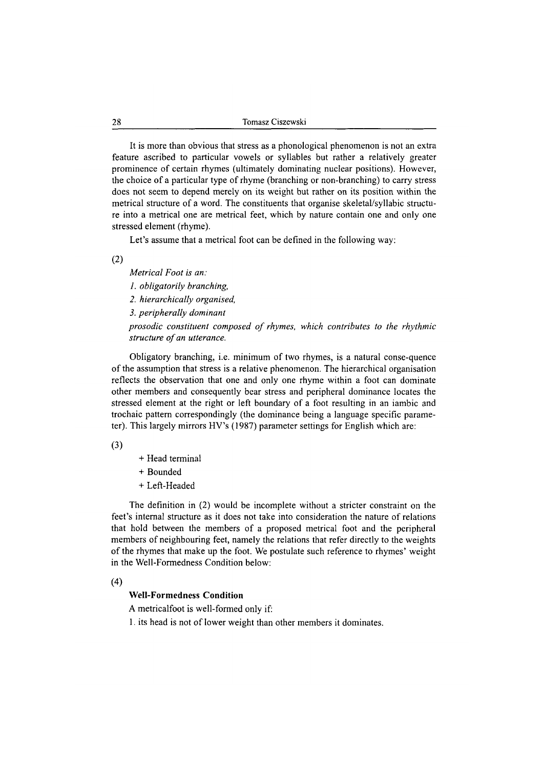It is more than obvious that stress as a phonological phenomenon is not an extra feature ascribed to particular vowels or syllables but rather a relatively greater prominence of certain rhymes (ultimately dominating nuclear positions). However, the choice of a particular type of rhyme (branching or non-branching) to carry stress does not seem to depend merely on its weight but rather on its position within the metrical structure of a word. The constituents that organise skeletal/syllabic structure into a metrical one are metrical feet, which by nature contain one and only one stressed element (rhyme).

Let's assume that a metrical foot can be defined in the following way:

(2)

*Metrical Foot is an:*

*1. obligatorily branching,*

*2. hierarchically organised,*

*3. peripherally dominant*

*prosodic constituent composed of rhymes, which contributes to the rhythmic structure of an utterance.*

Obligatory branching, i.e. minimum of two rhymes, is a natural conse-quence of the assumption that stress is a relative phenomenon. The hierarchical organisation reflects the observation that one and only one rhyme within a foot can dominate other members and consequently bear stress and peripheral dominance locates the stressed element at the right or left boundary of a foot resulting in an iambic and trochaic pattern correspondingly (the dominance being a language specific parameter). This largely mirrors HV's (1987) parameter settings for English which are:

(3)

+ Head terminal
+ Bounded
+ Left-Headed

The definition in (2) would be incomplete without a stricter constraint on the feet's internal structure as it does not take into consideration the nature of relations that hold between the members of a proposed metrical foot and the peripheral members of neighbouring feet, namely the relations that refer directly to the weights of the rhymes that make up the foot. We postulate such reference to rhymes' weight in the Well-Formedness Condition below:

(4)

**Well-Formedness Condition**

A metricalfoot is well-formed only if:

1. its head is not of lower weight than other members it dominates.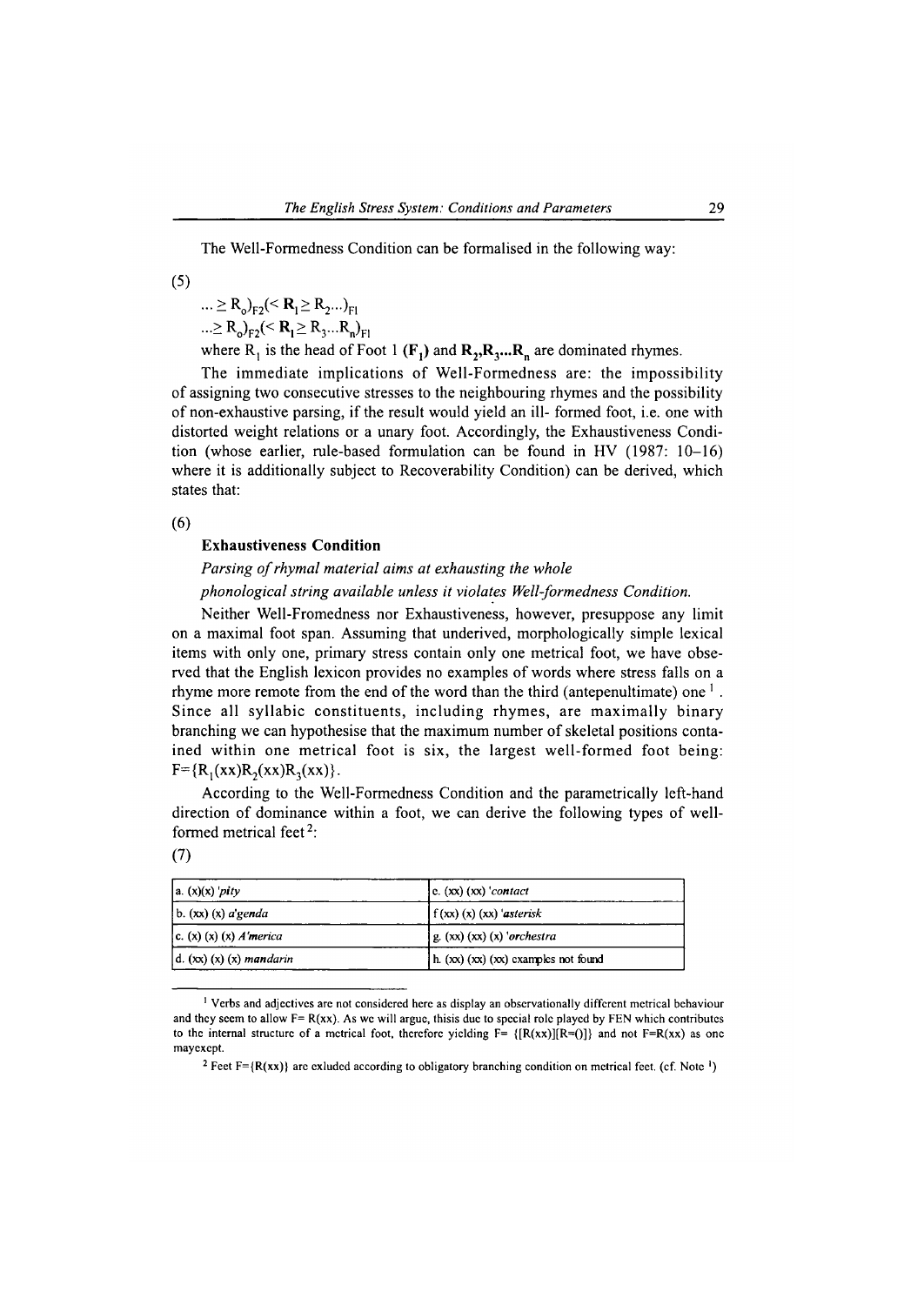The Well-Formedness Condition can be formalised in the following way:

(5)

$$\ldots \geq R_o)_{F2}(< \mathbf{R_1} \geq R_2 \ldots)_{F1}$$

$$\ldots \geq R_o)_{F2}(< \mathbf{R_1} \geq R_3 \ldots R_n)_{F1}$$

where $R_1$ is the head of Foot 1 $(\mathbf{F_1})$ and $\mathbf{R_2, R_3 \ldots R_n}$ are dominated rhymes.

The immediate implications of Well-Formedness are: the impossibility of assigning two consecutive stresses to the neighbouring rhymes and the possibility of non-exhaustive parsing, if the result would yield an ill- formed foot, i.e. one with distorted weight relations or a unary foot. Accordingly, the Exhaustiveness Condition (whose earlier, rule-based formulation can be found in HV (1987: 10–16) where it is additionally subject to Recoverability Condition) can be derived, which states that:

(6)

**Exhaustiveness Condition**

*Parsing of rhymal material aims at exhausting the whole phonological string available unless it violates Well-formedness Condition.*

Neither Well-Fromedness nor Exhaustiveness, however, presuppose any limit on a maximal foot span. Assuming that underived, morphologically simple lexical items with only one, primary stress contain only one metrical foot, we have observed that the English lexicon provides no examples of words where stress falls on a rhyme more remote from the end of the word than the third (antepenultimate) one [1]. Since all syllabic constituents, including rhymes, are maximally binary branching we can hypothesise that the maximum number of skeletal positions contained within one metrical foot is six, the largest well-formed foot being: $F=\{R_1(xx)R_2(xx)R_3(xx)\}$.

According to the Well-Formedness Condition and the parametrically left-hand direction of dominance within a foot, we can derive the following types of well-formed metrical feet [2]:

(7)

| | |
|---|---|
| a. (x)(x) *'pity* | c. (xx) (xx) *'contact* |
| b. (xx) (x) *a'genda* | f (xx) (x) (xx) *'asterisk* |
| c. (x) (x) (x) *A'merica* | g. (xx) (xx) (x) *'orchestra* |
| d. (xx) (x) (x) *mandarin* | h. (xx) (xx) (xx) examples not found |

[1] Verbs and adjectives are not considered here as display an observationally different metrical behaviour and they seem to allow $F= R(xx)$. As we will argue, thisis due to special role played by FEN which contributes to the internal structure of a metrical foot, therefore yielding $F= \{[R(xx)][R=()]\}$ and not $F=R(xx)$ as one mayexcept.

[2] Feet $F=\{R(xx)\}$ are excluded according to obligatory branching condition on metrical feet. (cf. Note [1])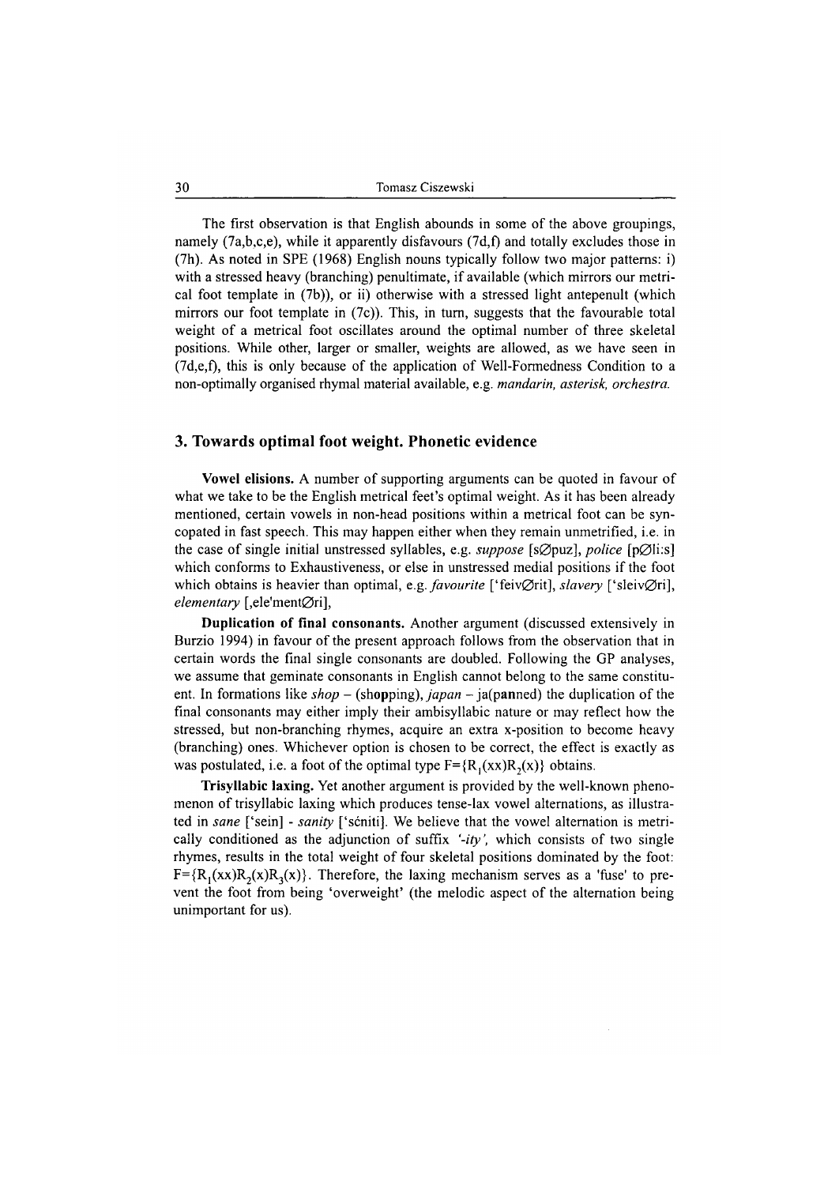The first observation is that English abounds in some of the above groupings, namely (7a,b,c,e), while it apparently disfavours (7d,f) and totally excludes those in (7h). As noted in SPE (1968) English nouns typically follow two major patterns: i) with a stressed heavy (branching) penultimate, if available (which mirrors our metrical foot template in (7b)), or ii) otherwise with a stressed light antepenult (which mirrors our foot template in (7c)). This, in turn, suggests that the favourable total weight of a metrical foot oscillates around the optimal number of three skeletal positions. While other, larger or smaller, weights are allowed, as we have seen in (7d,e,f), this is only because of the application of Well-Formedness Condition to a non-optimally organised rhymal material available, e.g. *mandarin, asterisk, orchestra.*

## 3. Towards optimal foot weight. Phonetic evidence

**Vowel elisions.** A number of supporting arguments can be quoted in favour of what we take to be the English metrical feet's optimal weight. As it has been already mentioned, certain vowels in non-head positions within a metrical foot can be syncopated in fast speech. This may happen either when they remain unmetrified, i.e. in the case of single initial unstressed syllables, e.g. *suppose* [s∅puz], *police* [p∅li:s] which conforms to Exhaustiveness, or else in unstressed medial positions if the foot which obtains is heavier than optimal, e.g. *favourite* ['feiv∅rit], *slavery* ['sleiv∅ri], *elementary* [ˌele'ment∅ri],

**Duplication of final consonants.** Another argument (discussed extensively in Burzio 1994) in favour of the present approach follows from the observation that in certain words the final single consonants are doubled. Following the GP analyses, we assume that geminate consonants in English cannot belong to the same constituent. In formations like *shop* – (sho**p**ping), *japan* – ja(pa**n**ned) the duplication of the final consonants may either imply their ambisyllabic nature or may reflect how the stressed, but non-branching rhymes, acquire an extra x-position to become heavy (branching) ones. Whichever option is chosen to be correct, the effect is exactly as was postulated, i.e. a foot of the optimal type $F=\{R_1(xx)R_2(x)\}$ obtains.

**Trisyllabic laxing.** Yet another argument is provided by the well-known phenomenon of trisyllabic laxing which produces tense-lax vowel alternations, as illustrated in *sane* ['sein] - *sanity* ['sćniti]. We believe that the vowel alternation is metrically conditioned as the adjunction of suffix *'-ity',* which consists of two single rhymes, results in the total weight of four skeletal positions dominated by the foot: $F=\{R_1(xx)R_2(x)R_3(x)\}$. Therefore, the laxing mechanism serves as a 'fuse' to prevent the foot from being 'overweight' (the melodic aspect of the alternation being unimportant for us).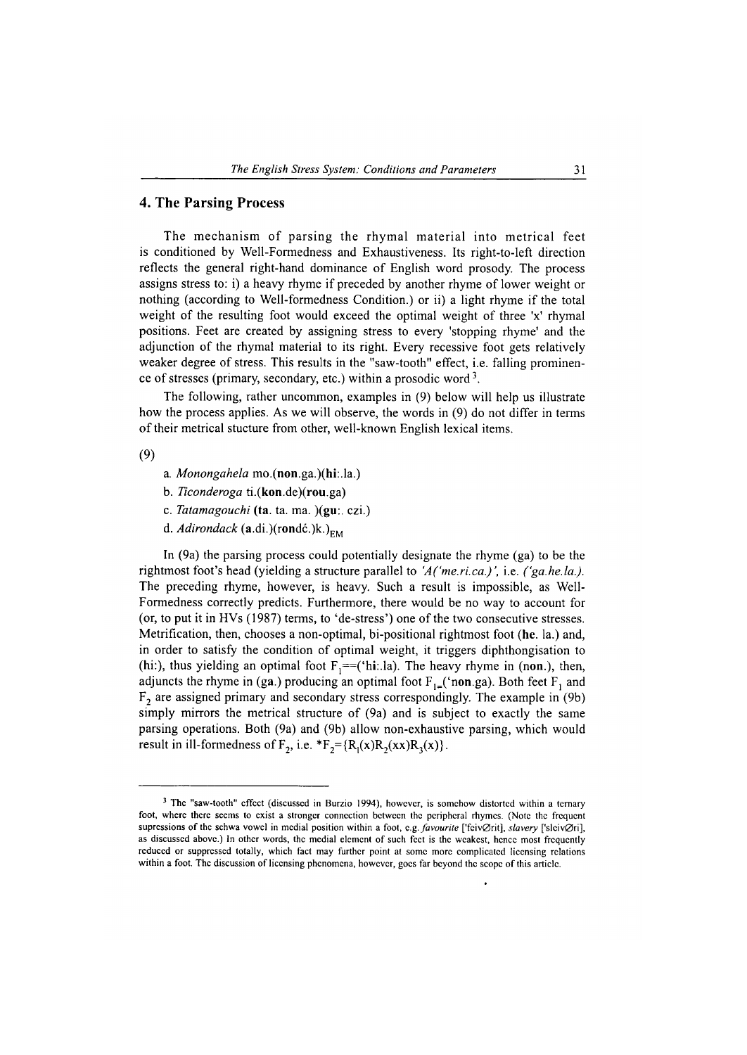## 4. The Parsing Process

The mechanism of parsing the rhymal material into metrical feet is conditioned by Well-Formedness and Exhaustiveness. Its right-to-left direction reflects the general right-hand dominance of English word prosody. The process assigns stress to: i) a heavy rhyme if preceded by another rhyme of lower weight or nothing (according to Well-formedness Condition.) or ii) a light rhyme if the total weight of the resulting foot would exceed the optimal weight of three 'x' rhymal positions. Feet are created by assigning stress to every 'stopping rhyme' and the adjunction of the rhymal material to its right. Every recessive foot gets relatively weaker degree of stress. This results in the "saw-tooth" effect, i.e. falling prominence of stresses (primary, secondary, etc.) within a prosodic word [3].

The following, rather uncommon, examples in (9) below will help us illustrate how the process applies. As we will observe, the words in (9) do not differ in terms of their metrical stucture from other, well-known English lexical items.

(9)

a. *Monongahela* mo.(**non**.ga.)(**hi**:.la.)

b. *Ticonderoga* ti.(**kon**.de)(**rou**.ga)

c. *Tatamagouchi* (**ta**. ta. ma. )(**gu**:. czi.)

d. *Adirondack* (**a**.di.)(**rondć**.)k.)$_{EM}$

In (9a) the parsing process could potentially designate the rhyme (ga) to be the rightmost foot's head (yielding a structure parallel to *'A('me.ri.ca.)'*, i.e. *('ga.he.la.)*. The preceding rhyme, however, is heavy. Such a result is impossible, as Well-Formedness correctly predicts. Furthermore, there would be no way to account for (or, to put it in HVs (1987) terms, to 'de-stress') one of the two consecutive stresses. Metrification, then, chooses a non-optimal, bi-positional rightmost foot (**he**. la.) and, in order to satisfy the condition of optimal weight, it triggers diphthongisation to (hi:), thus yielding an optimal foot $F_1$==('**hi**:.la). The heavy rhyme in (**non**.), then, adjuncts the rhyme in (ga.) producing an optimal foot $F_{1=}$('**non**.ga). Both feet $F_1$ and $F_2$ are assigned primary and secondary stress correspondingly. The example in (9b) simply mirrors the metrical structure of (9a) and is subject to exactly the same parsing operations. Both (9a) and (9b) allow non-exhaustive parsing, which would result in ill-formedness of $F_2$, i.e. $*F_2=\{R_1(x)R_2(xx)R_3(x)\}$.

---

[3] The "saw-tooth" effect (discussed in Burzio 1994), however, is somehow distorted within a ternary foot, where there seems to exist a stronger connection between the peripheral rhymes. (Note the frequent supressions of the schwa vowel in medial position within a foot, e.g. *favourite* ['feivØrit], *slavery* ['sleivØri], as discussed above.) In other words, the medial element of such feet is the weakest, hence most frequently reduced or suppressed totally, which fact may further point at some more complicated licensing relations within a foot. The discussion of licensing phenomena, however, goes far beyond the scope of this article.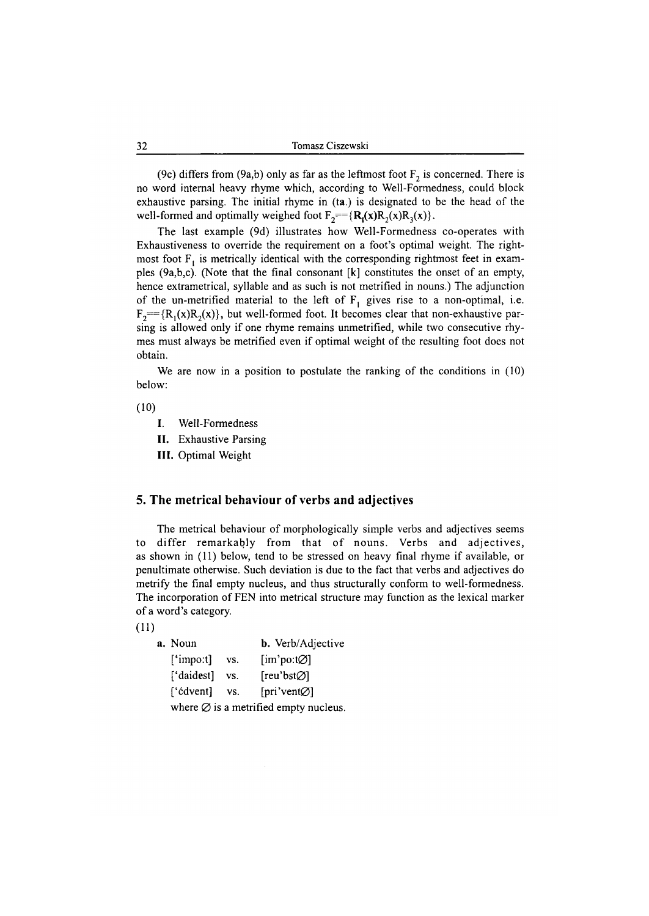(9c) differs from (9a,b) only as far as the leftmost foot $F_2$ is concerned. There is no word internal heavy rhyme which, according to Well-Formedness, could block exhaustive parsing. The initial rhyme in (ta.) is designated to be the head of the well-formed and optimally weighed foot $F_2 == \{\mathbf{R_1(x)}R_2(x)R_3(x)\}$.

The last example (9d) illustrates how Well-Formedness co-operates with Exhaustiveness to override the requirement on a foot's optimal weight. The rightmost foot $F_1$ is metrically identical with the corresponding rightmost feet in examples (9a,b,c). (Note that the final consonant [k] constitutes the onset of an empty, hence extrametrical, syllable and as such is not metrified in nouns.) The adjunction of the un-metrified material to the left of $F_1$ gives rise to a non-optimal, i.e. $F_2 == \{R_1(x)R_2(x)\}$, but well-formed foot. It becomes clear that non-exhaustive parsing is allowed only if one rhyme remains unmetrified, while two consecutive rhymes must always be metrified even if optimal weight of the resulting foot does not obtain.

We are now in a position to postulate the ranking of the conditions in (10) below:

(10)

**I.** Well-Formedness

**II.** Exhaustive Parsing

**III.** Optimal Weight

## 5. The metrical behaviour of verbs and adjectives

The metrical behaviour of morphologically simple verbs and adjectives seems to differ remarkably from that of nouns. Verbs and adjectives, as shown in (11) below, tend to be stressed on heavy final rhyme if available, or penultimate otherwise. Such deviation is due to the fact that verbs and adjectives do metrify the final empty nucleus, and thus structurally conform to well-formedness. The incorporation of FEN into metrical structure may function as the lexical marker of a word's category.

(11)

| **a.** Noun | | **b.** Verb/Adjective |
|---|---|---|
| ['impo:t] | vs. | [im'po:t∅] |
| ['daidest] | vs. | [reu'bst∅] |
| ['ėdvent] | vs. | [pri'vent∅] |

where ∅ is a metrified empty nucleus.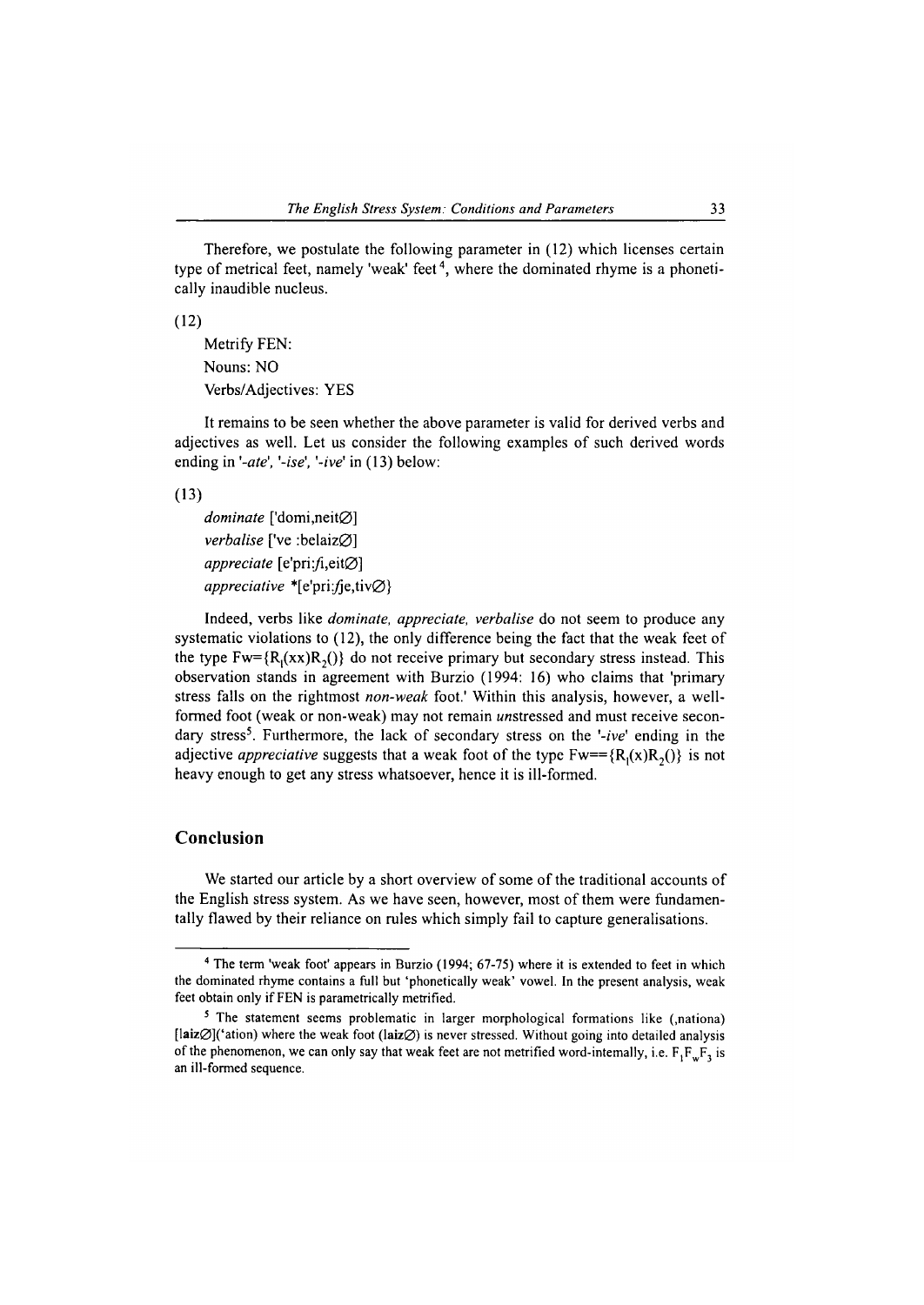Therefore, we postulate the following parameter in (12) which licenses certain type of metrical feet, namely 'weak' feet[4], where the dominated rhyme is a phonetically inaudible nucleus.

(12)

Metrify FEN:
Nouns: NO
Verbs/Adjectives: YES

It remains to be seen whether the above parameter is valid for derived verbs and adjectives as well. Let us consider the following examples of such derived words ending in '*-ate*', '*-ise*', '*-ive*' in (13) below:

(13)

*dominate* ['domi,neit∅]
*verbalise* ['ve :belaiz∅]
*appreciate* [e'pri:*ʃi*,eit∅]
*appreciative* *[e'pri:*ʃj*e,tiv∅}

Indeed, verbs like *dominate, appreciate, verbalise* do not seem to produce any systematic violations to (12), the only difference being the fact that the weak feet of the type $Fw=\{R_1(xx)R_2()\}$ do not receive primary but secondary stress instead. This observation stands in agreement with Burzio (1994: 16) who claims that 'primary stress falls on the rightmost *non-weak* foot.' Within this analysis, however, a well-formed foot (weak or non-weak) may not remain *un*stressed and must receive secondary stress[5]. Furthermore, the lack of secondary stress on the '*-ive*' ending in the adjective *appreciative* suggests that a weak foot of the type $Fw==\{R_1(x)R_2()\}$ is not heavy enough to get any stress whatsoever, hence it is ill-formed.

## Conclusion

We started our article by a short overview of some of the traditional accounts of the English stress system. As we have seen, however, most of them were fundamentally flawed by their reliance on rules which simply fail to capture generalisations.

---

[4] The term 'weak foot' appears in Burzio (1994; 67-75) where it is extended to feet in which the dominated rhyme contains a full but 'phonetically weak' vowel. In the present analysis, weak feet obtain only if FEN is parametrically metrified.

[5] The statement seems problematic in larger morphological formations like (,nationa) [**laiz∅**]('ation) where the weak foot (**laiz∅**) is never stressed. Without going into detailed analysis of the phenomenon, we can only say that weak feet are not metrified word-internally, i.e. $F_1F_wF_3$ is an ill-formed sequence.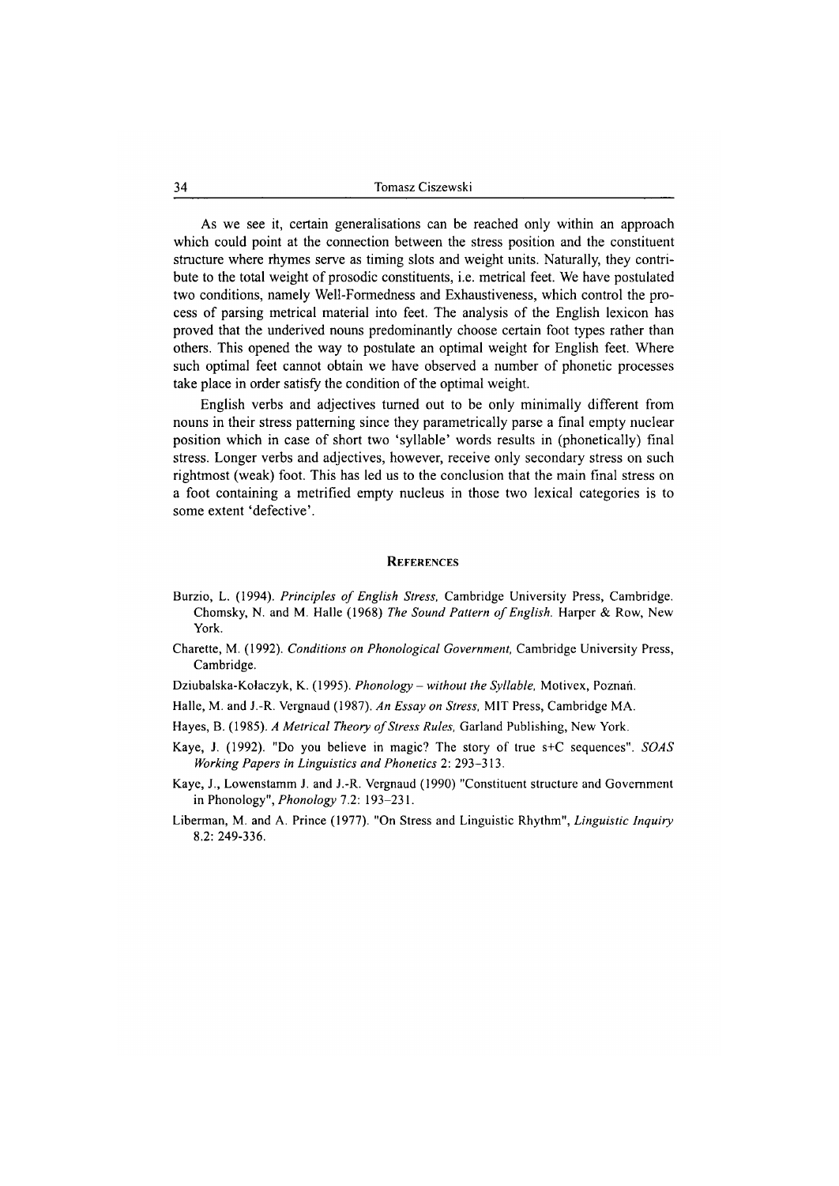As we see it, certain generalisations can be reached only within an approach which could point at the connection between the stress position and the constituent structure where rhymes serve as timing slots and weight units. Naturally, they contribute to the total weight of prosodic constituents, i.e. metrical feet. We have postulated two conditions, namely Well-Formedness and Exhaustiveness, which control the process of parsing metrical material into feet. The analysis of the English lexicon has proved that the underived nouns predominantly choose certain foot types rather than others. This opened the way to postulate an optimal weight for English feet. Where such optimal feet cannot obtain we have observed a number of phonetic processes take place in order satisfy the condition of the optimal weight.

English verbs and adjectives turned out to be only minimally different from nouns in their stress patterning since they parametrically parse a final empty nuclear position which in case of short two 'syllable' words results in (phonetically) final stress. Longer verbs and adjectives, however, receive only secondary stress on such rightmost (weak) foot. This has led us to the conclusion that the main final stress on a foot containing a metrified empty nucleus in those two lexical categories is to some extent 'defective'.

## References

Burzio, L. (1994). *Principles of English Stress,* Cambridge University Press, Cambridge. Chomsky, N. and M. Halle (1968) *The Sound Pattern of English.* Harper & Row, New York.

Charette, M. (1992). *Conditions on Phonological Government,* Cambridge University Press, Cambridge.

Dziubalska-Kołaczyk, K. (1995). *Phonology – without the Syllable,* Motivex, Poznań.

Halle, M. and J.-R. Vergnaud (1987). *An Essay on Stress,* MIT Press, Cambridge MA.

Hayes, B. (1985). *A Metrical Theory of Stress Rules,* Garland Publishing, New York.

Kaye, J. (1992). "Do you believe in magic? The story of true s+C sequences". *SOAS Working Papers in Linguistics and Phonetics* 2: 293–313.

Kaye, J., Lowenstamm J. and J.-R. Vergnaud (1990) "Constituent structure and Government in Phonology", *Phonology* 7.2: 193–231.

Liberman, M. and A. Prince (1977). "On Stress and Linguistic Rhythm", *Linguistic Inquiry* 8.2: 249-336.